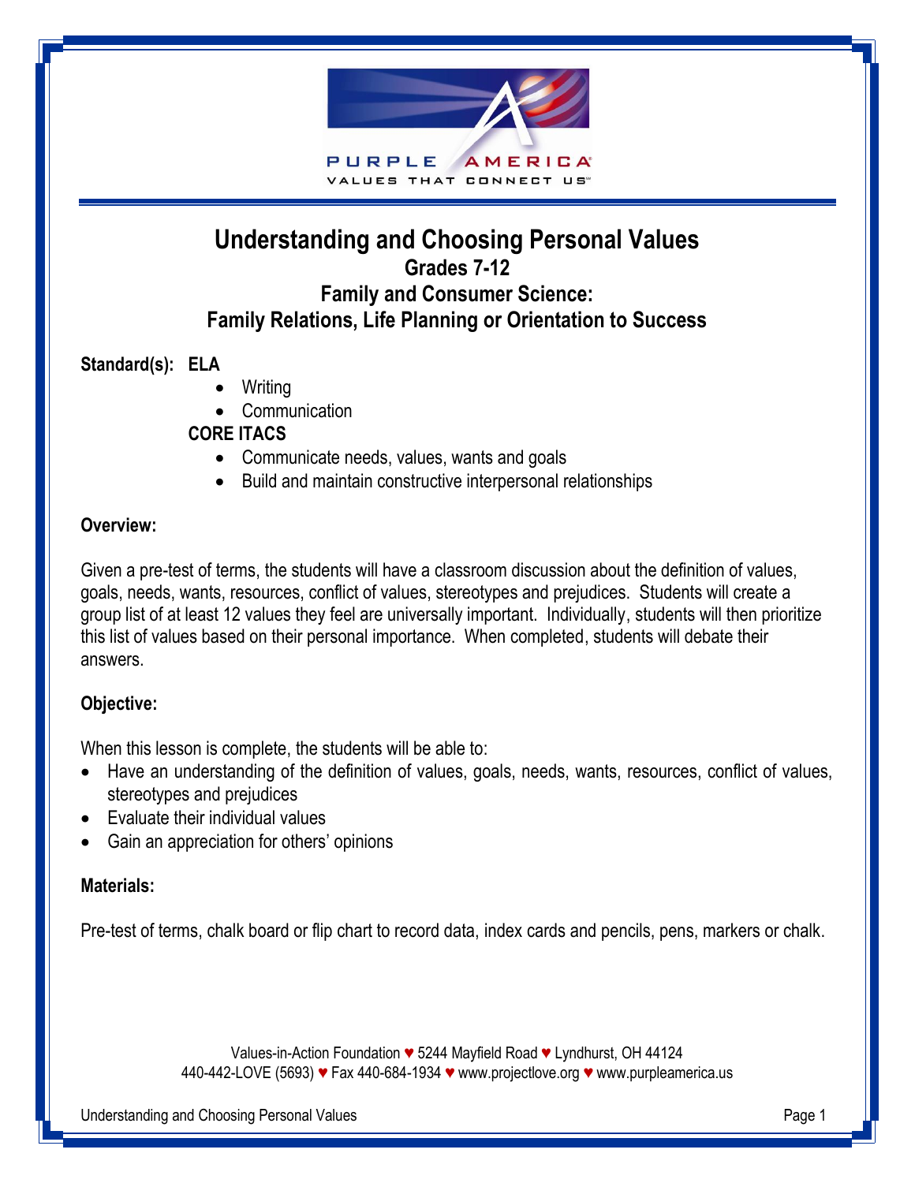# Understanding and Choosing Personal Values

## Grades 7-12

## Family and Consumer Science:
## Family Relations, Life Planning or Orientation to Success

**Standard(s): ELA**

- Writing
- Communication

**CORE ITACS**

- Communicate needs, values, wants and goals
- Build and maintain constructive interpersonal relationships

**Overview:**

Given a pre-test of terms, the students will have a classroom discussion about the definition of values, goals, needs, wants, resources, conflict of values, stereotypes and prejudices. Students will create a group list of at least 12 values they feel are universally important. Individually, students will then prioritize this list of values based on their personal importance. When completed, students will debate their answers.

**Objective:**

When this lesson is complete, the students will be able to:

- Have an understanding of the definition of values, goals, needs, wants, resources, conflict of values, stereotypes and prejudices
- Evaluate their individual values
- Gain an appreciation for others' opinions

**Materials:**

Pre-test of terms, chalk board or flip chart to record data, index cards and pencils, pens, markers or chalk.

Values-in-Action Foundation ♥ 5244 Mayfield Road ♥ Lyndhurst, OH 44124
440-442-LOVE (5693) ♥ Fax 440-684-1934 ♥ www.projectlove.org ♥ www.purpleamerica.us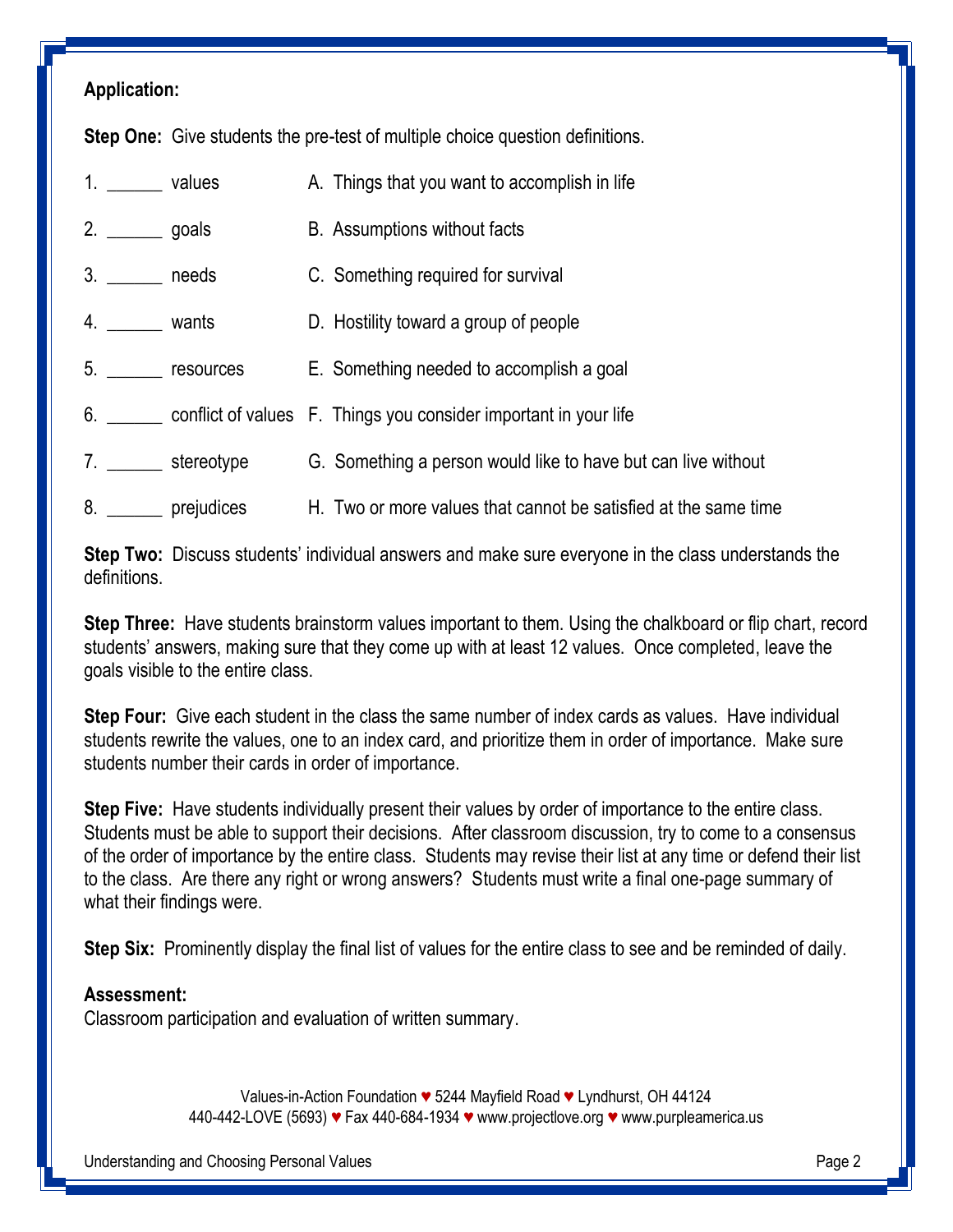**Application:**

**Step One:** Give students the pre-test of multiple choice question definitions.

| | | |
|---|---|---|
| 1. ______ | values | A. Things that you want to accomplish in life |
| 2. ______ | goals | B. Assumptions without facts |
| 3. ______ | needs | C. Something required for survival |
| 4. ______ | wants | D. Hostility toward a group of people |
| 5. ______ | resources | E. Something needed to accomplish a goal |
| 6. ______ | conflict of values | F. Things you consider important in your life |
| 7. ______ | stereotype | G. Something a person would like to have but can live without |
| 8. ______ | prejudices | H. Two or more values that cannot be satisfied at the same time |

**Step Two:** Discuss students' individual answers and make sure everyone in the class understands the definitions.

**Step Three:** Have students brainstorm values important to them. Using the chalkboard or flip chart, record students' answers, making sure that they come up with at least 12 values. Once completed, leave the goals visible to the entire class.

**Step Four:** Give each student in the class the same number of index cards as values. Have individual students rewrite the values, one to an index card, and prioritize them in order of importance. Make sure students number their cards in order of importance.

**Step Five:** Have students individually present their values by order of importance to the entire class. Students must be able to support their decisions. After classroom discussion, try to come to a consensus of the order of importance by the entire class. Students may revise their list at any time or defend their list to the class. Are there any right or wrong answers? Students must write a final one-page summary of what their findings were.

**Step Six:** Prominently display the final list of values for the entire class to see and be reminded of daily.

**Assessment:**
Classroom participation and evaluation of written summary.

Values-in-Action Foundation ♥ 5244 Mayfield Road ♥ Lyndhurst, OH 44124
440-442-LOVE (5693) ♥ Fax 440-684-1934 ♥ www.projectlove.org ♥ www.purpleamerica.us